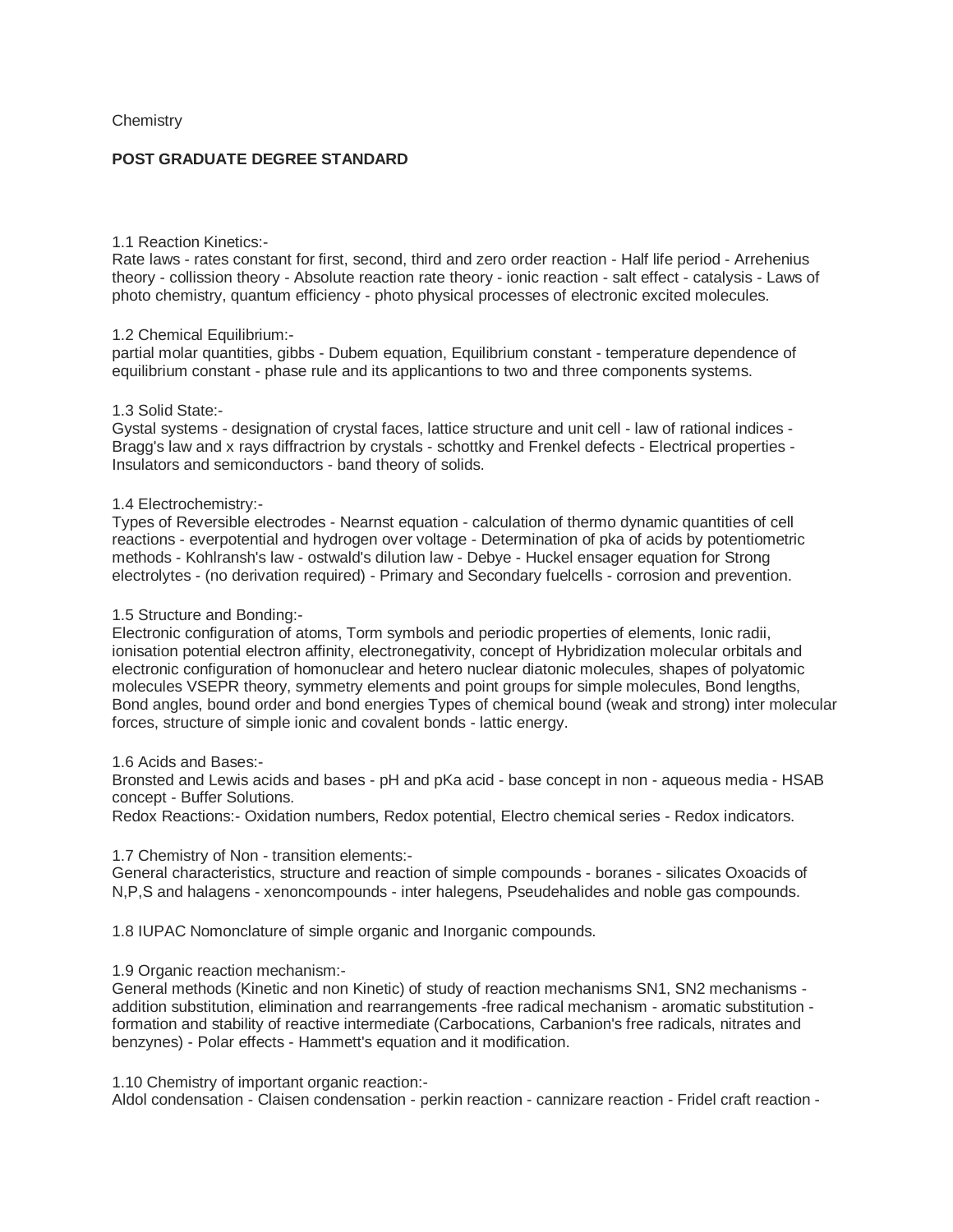Chemistry

**POST GRADUATE DEGREE STANDARD**

1.1 Reaction Kinetics:-

Rate laws - rates constant for first, second, third and zero order reaction - Half life period - Arrehenius theory - collission theory - Absolute reaction rate theory - ionic reaction - salt effect - catalysis - Laws of photo chemistry, quantum efficiency - photo physical processes of electronic excited molecules.

1.2 Chemical Equilibrium:-

partial molar quantities, gibbs - Dubem equation, Equilibrium constant - temperature dependence of equilibrium constant - phase rule and its applicantions to two and three components systems.

1.3 Solid State:-

Gystal systems - designation of crystal faces, lattice structure and unit cell - law of rational indices - Bragg's law and x rays diffractrion by crystals - schottky and Frenkel defects - Electrical properties - Insulators and semiconductors - band theory of solids.

1.4 Electrochemistry:-

Types of Reversible electrodes - Nearnst equation - calculation of thermo dynamic quantities of cell reactions - everpotential and hydrogen over voltage - Determination of pka of acids by potentiometric methods - Kohlransh's law - ostwald's dilution law - Debye - Huckel ensager equation for Strong electrolytes - (no derivation required) - Primary and Secondary fuelcells - corrosion and prevention.

1.5 Structure and Bonding:-

Electronic configuration of atoms, Torm symbols and periodic properties of elements, Ionic radii, ionisation potential electron affinity, electronegativity, concept of Hybridization molecular orbitals and electronic configuration of homonuclear and hetero nuclear diatonic molecules, shapes of polyatomic molecules VSEPR theory, symmetry elements and point groups for simple molecules, Bond lengths, Bond angles, bound order and bond energies Types of chemical bound (weak and strong) inter molecular forces, structure of simple ionic and covalent bonds - lattic energy.

1.6 Acids and Bases:-

Bronsted and Lewis acids and bases - pH and pKa acid - base concept in non - aqueous media - HSAB concept - Buffer Solutions.

Redox Reactions:- Oxidation numbers, Redox potential, Electro chemical series - Redox indicators.

1.7 Chemistry of Non - transition elements:-

General characteristics, structure and reaction of simple compounds - boranes - silicates Oxoacids of N,P,S and halagens - xenoncompounds - inter halegens, Pseudehalides and noble gas compounds.

1.8 IUPAC Nomonclature of simple organic and Inorganic compounds.

1.9 Organic reaction mechanism:-

General methods (Kinetic and non Kinetic) of study of reaction mechanisms SN1, SN2 mechanisms - addition substitution, elimination and rearrangements -free radical mechanism - aromatic substitution - formation and stability of reactive intermediate (Carbocations, Carbanion's free radicals, nitrates and benzynes) - Polar effects - Hammett's equation and it modification.

1.10 Chemistry of important organic reaction:-

Aldol condensation - Claisen condensation - perkin reaction - cannizare reaction - Fridel craft reaction -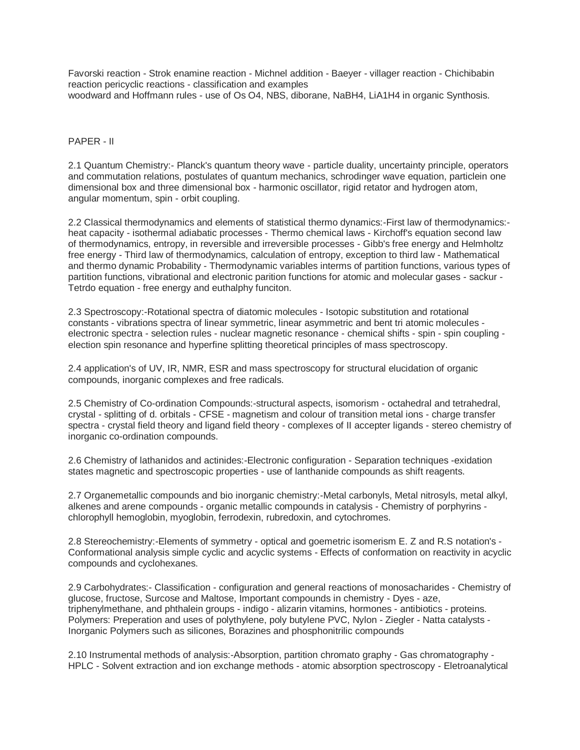Favorski reaction - Strok enamine reaction - Michnel addition - Baeyer - villager reaction - Chichibabin reaction pericyclic reactions - classification and examples
woodward and Hoffmann rules - use of Os O4, NBS, diborane, NaBH4, LiA1H4 in organic Synthosis.

PAPER - II

2.1 Quantum Chemistry:- Planck's quantum theory wave - particle duality, uncertainty principle, operators and commutation relations, postulates of quantum mechanics, schrodinger wave equation, particlein one dimensional box and three dimensional box - harmonic oscillator, rigid retator and hydrogen atom, angular momentum, spin - orbit coupling.

2.2 Classical thermodynamics and elements of statistical thermo dynamics:-First law of thermodynamics:- heat capacity - isothermal adiabatic processes - Thermo chemical laws - Kirchoff's equation second law of thermodynamics, entropy, in reversible and irreversible processes - Gibb's free energy and Helmholtz free energy - Third law of thermodynamics, calculation of entropy, exception to third law - Mathematical and thermo dynamic Probability - Thermodynamic variables interms of partition functions, various types of partition functions, vibrational and electronic parition functions for atomic and molecular gases - sackur - Tetrdo equation - free energy and euthalphy funciton.

2.3 Spectroscopy:-Rotational spectra of diatomic molecules - Isotopic substitution and rotational constants - vibrations spectra of linear symmetric, linear asymmetric and bent tri atomic molecules - electronic spectra - selection rules - nuclear magnetic resonance - chemical shifts - spin - spin coupling - election spin resonance and hyperfine splitting theoretical principles of mass spectroscopy.

2.4 application's of UV, IR, NMR, ESR and mass spectroscopy for structural elucidation of organic compounds, inorganic complexes and free radicals.

2.5 Chemistry of Co-ordination Compounds:-structural aspects, isomorism - octahedral and tetrahedral, crystal - splitting of d. orbitals - CFSE - magnetism and colour of transition metal ions - charge transfer spectra - crystal field theory and ligand field theory - complexes of II accepter ligands - stereo chemistry of inorganic co-ordination compounds.

2.6 Chemistry of lathanidos and actinides:-Electronic configuration - Separation techniques -exidation states magnetic and spectroscopic properties - use of lanthanide compounds as shift reagents.

2.7 Organemetallic compounds and bio inorganic chemistry:-Metal carbonyls, Metal nitrosyls, metal alkyl, alkenes and arene compounds - organic metallic compounds in catalysis - Chemistry of porphyrins - chlorophyll hemoglobin, myoglobin, ferrodexin, rubredoxin, and cytochromes.

2.8 Stereochemistry:-Elements of symmetry - optical and goemetric isomerism E. Z and R.S notation's - Conformational analysis simple cyclic and acyclic systems - Effects of conformation on reactivity in acyclic compounds and cyclohexanes.

2.9 Carbohydrates:- Classification - configuration and general reactions of monosacharides - Chemistry of glucose, fructose, Surcose and Maltose, Important compounds in chemistry - Dyes - aze, triphenylmethane, and phthalein groups - indigo - alizarin vitamins, hormones - antibiotics - proteins. Polymers: Preperation and uses of polythylene, poly butylene PVC, Nylon - Ziegler - Natta catalysts - Inorganic Polymers such as silicones, Borazines and phosphonitrilic compounds

2.10 Instrumental methods of analysis:-Absorption, partition chromato graphy - Gas chromatography - HPLC - Solvent extraction and ion exchange methods - atomic absorption spectroscopy - Eletroanalytical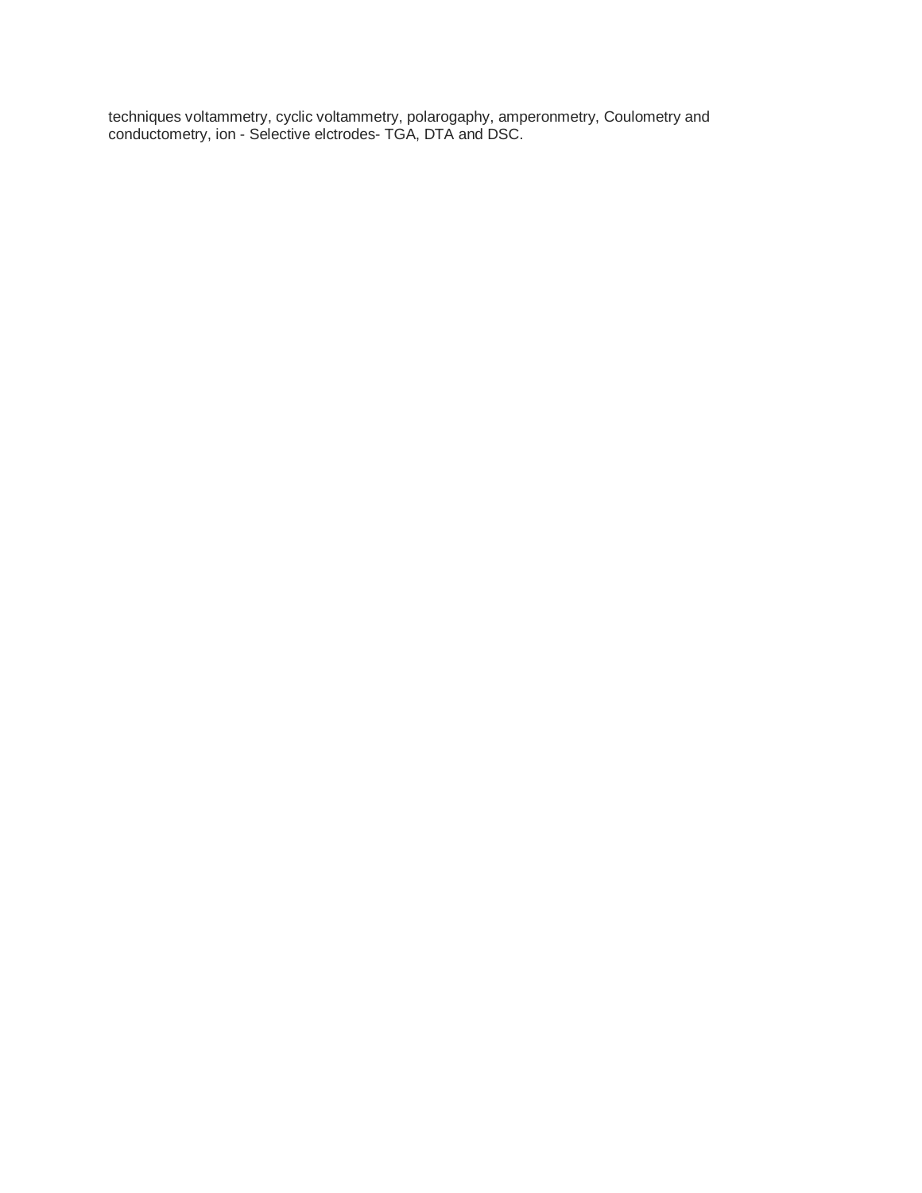techniques voltammetry, cyclic voltammetry, polarogaphy, amperonmetry, Coulometry and conductometry, ion - Selective elctrodes- TGA, DTA and DSC.